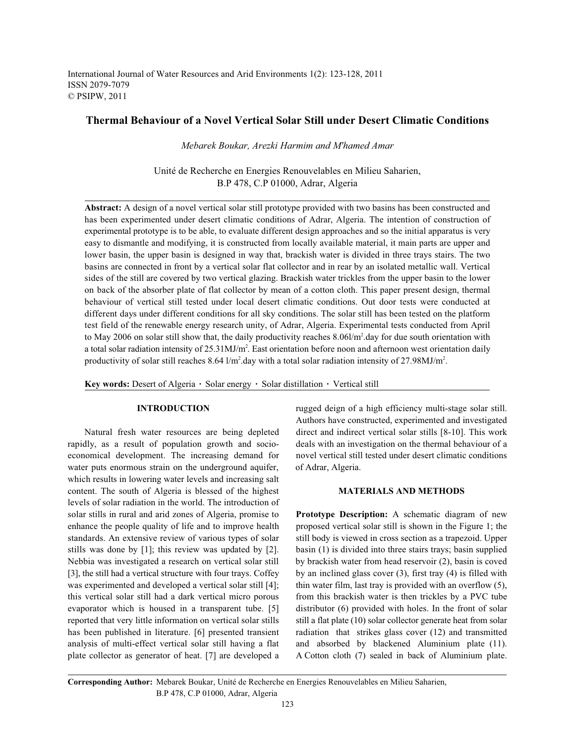International Journal of Water Resources and Arid Environments 1(2): 123-128, 2011
ISSN 2079-7079
© PSIPW, 2011

# Thermal Behaviour of a Novel Vertical Solar Still under Desert Climatic Conditions

*Mebarek Boukar, Arezki Harmim and M'hamed Amar*

Unité de Recherche en Energies Renouvelables en Milieu Saharien,
B.P 478, C.P 01000, Adrar, Algeria

**Abstract:** A design of a novel vertical solar still prototype provided with two basins has been constructed and has been experimented under desert climatic conditions of Adrar, Algeria. The intention of construction of experimental prototype is to be able, to evaluate different design approaches and so the initial apparatus is very easy to dismantle and modifying, it is constructed from locally available material, it main parts are upper and lower basin, the upper basin is designed in way that, brackish water is divided in three trays stairs. The two basins are connected in front by a vertical solar flat collector and in rear by an isolated metallic wall. Vertical sides of the still are covered by two vertical glazing. Brackish water trickles from the upper basin to the lower on back of the absorber plate of flat collector by mean of a cotton cloth. This paper present design, thermal behaviour of vertical still tested under local desert climatic conditions. Out door tests were conducted at different days under different conditions for all sky conditions. The solar still has been tested on the platform test field of the renewable energy research unity, of Adrar, Algeria. Experimental tests conducted from April to May 2006 on solar still show that, the daily productivity reaches 8.06l/m$^2$.day for due south orientation with a total solar radiation intensity of 25.31MJ/m$^2$. East orientation before noon and afternoon west orientation daily productivity of solar still reaches 8.64 l/m$^2$.day with a total solar radiation intensity of 27.98MJ/m$^2$.

**Key words:** Desert of Algeria · Solar energy · Solar distillation · Vertical still

## INTRODUCTION

Natural fresh water resources are being depleted rapidly, as a result of population growth and socio-economical development. The increasing demand for water puts enormous strain on the underground aquifer, which results in lowering water levels and increasing salt content. The south of Algeria is blessed of the highest levels of solar radiation in the world. The introduction of solar stills in rural and arid zones of Algeria, promise to enhance the people quality of life and to improve health standards. An extensive review of various types of solar stills was done by [1]; this review was updated by [2]. Nebbia was investigated a research on vertical solar still [3], the still had a vertical structure with four trays. Coffey was experimented and developed a vertical solar still [4]; this vertical solar still had a dark vertical micro porous evaporator which is housed in a transparent tube. [5] reported that very little information on vertical solar stills has been published in literature. [6] presented transient analysis of multi-effect vertical solar still having a flat plate collector as generator of heat. [7] are developed a rugged deign of a high efficiency multi-stage solar still. Authors have constructed, experimented and investigated direct and indirect vertical solar stills [8-10]. This work deals with an investigation on the thermal behaviour of a novel vertical still tested under desert climatic conditions of Adrar, Algeria.

## MATERIALS AND METHODS

**Prototype Description:** A schematic diagram of new proposed vertical solar still is shown in the Figure 1; the still body is viewed in cross section as a trapezoid. Upper basin (1) is divided into three stairs trays; basin supplied by brackish water from head reservoir (2), basin is coved by an inclined glass cover (3), first tray (4) is filled with thin water film, last tray is provided with an overflow (5), from this brackish water is then trickles by a PVC tube distributor (6) provided with holes. In the front of solar still a flat plate (10) solar collector generate heat from solar radiation that strikes glass cover (12) and transmitted and absorbed by blackened Aluminium plate (11). A Cotton cloth (7) sealed in back of Aluminium plate.

**Corresponding Author:** Mebarek Boukar, Unité de Recherche en Energies Renouvelables en Milieu Saharien, B.P 478, C.P 01000, Adrar, Algeria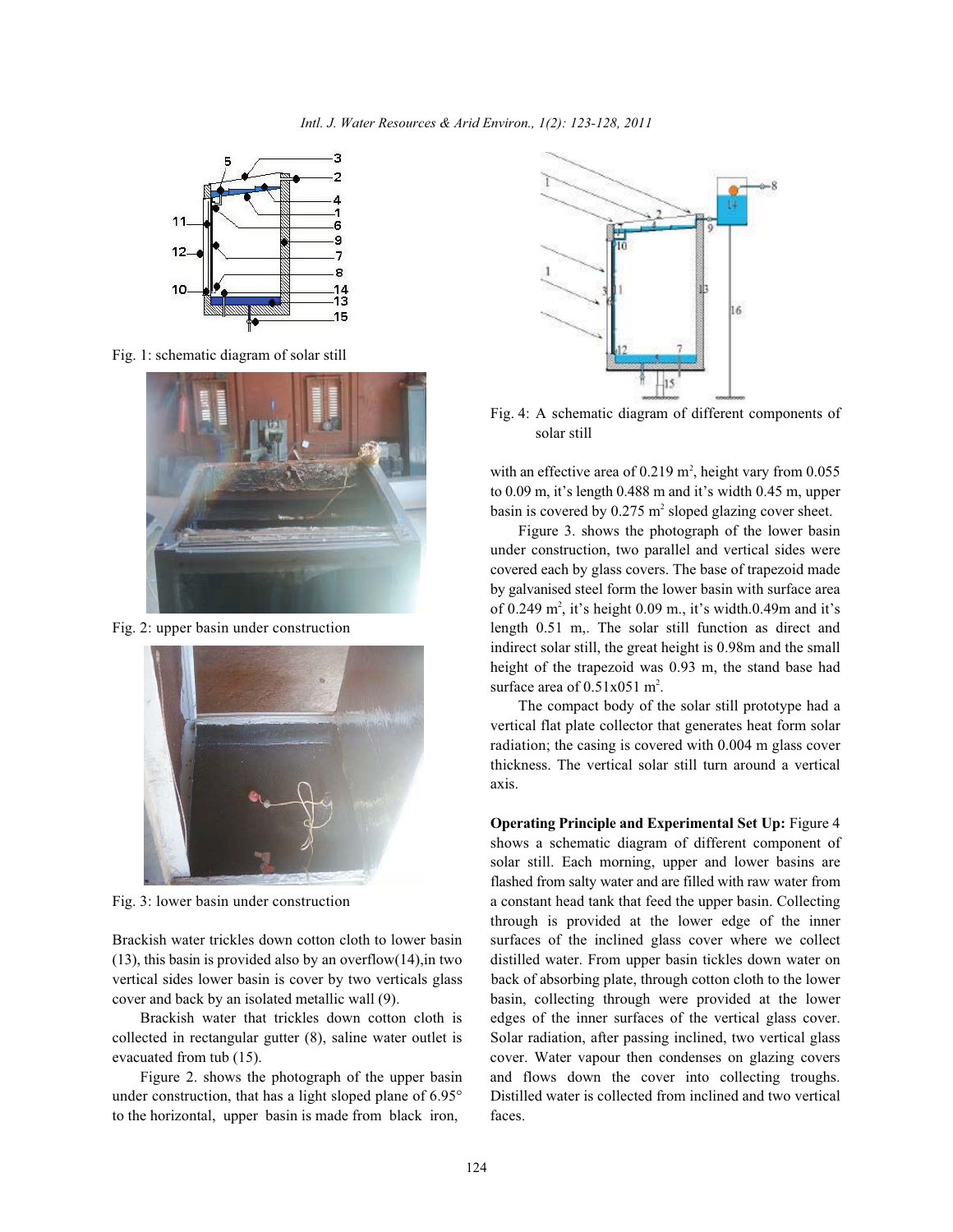Fig. 1: schematic diagram of solar still

Fig. 2: upper basin under construction

Fig. 3: lower basin under construction

Brackish water trickles down cotton cloth to lower basin (13), this basin is provided also by an overflow(14),in two vertical sides lower basin is cover by two verticals glass cover and back by an isolated metallic wall (9).

Brackish water that trickles down cotton cloth is collected in rectangular gutter (8), saline water outlet is evacuated from tub (15).

Figure 2. shows the photograph of the upper basin under construction, that has a light sloped plane of 6.95° to the horizontal, upper basin is made from black iron, with an effective area of 0.219 m$^2$, height vary from 0.055 to 0.09 m, it's length 0.488 m and it's width 0.45 m, upper basin is covered by 0.275 m$^2$ sloped glazing cover sheet.

Figure 3. shows the photograph of the lower basin under construction, two parallel and vertical sides were covered each by glass covers. The base of trapezoid made by galvanised steel form the lower basin with surface area of 0.249 m$^2$, it's height 0.09 m., it's width.0.49m and it's length 0.51 m,. The solar still function as direct and indirect solar still, the great height is 0.98m and the small height of the trapezoid was 0.93 m, the stand base had surface area of 0.51x051 m$^2$.

The compact body of the solar still prototype had a vertical flat plate collector that generates heat form solar radiation; the casing is covered with 0.004 m glass cover thickness. The vertical solar still turn around a vertical axis.

Fig. 4: A schematic diagram of different components of solar still

**Operating Principle and Experimental Set Up:** Figure 4 shows a schematic diagram of different component of solar still. Each morning, upper and lower basins are flashed from salty water and are filled with raw water from a constant head tank that feed the upper basin. Collecting through is provided at the lower edge of the inner surfaces of the inclined glass cover where we collect distilled water. From upper basin tickles down water on back of absorbing plate, through cotton cloth to the lower basin, collecting through were provided at the lower edges of the inner surfaces of the vertical glass cover. Solar radiation, after passing inclined, two vertical glass cover. Water vapour then condenses on glazing covers and flows down the cover into collecting troughs. Distilled water is collected from inclined and two vertical faces.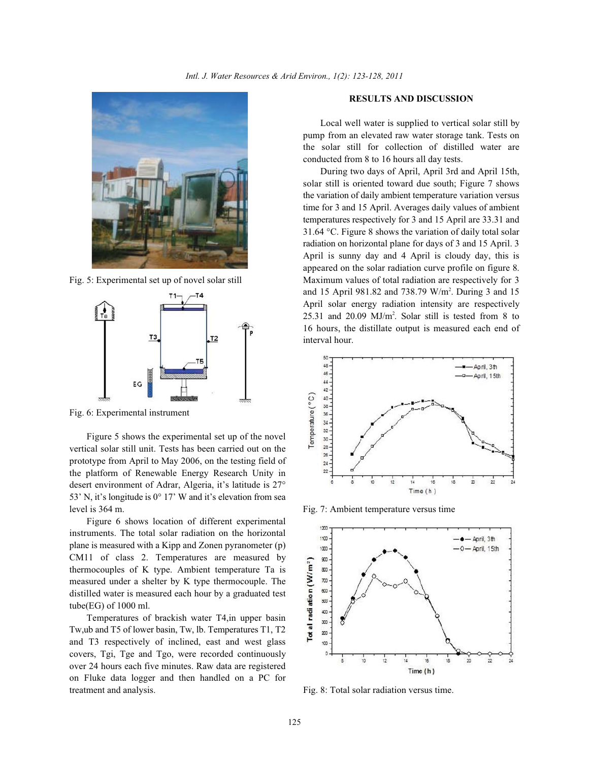Fig. 5: Experimental set up of novel solar still

Fig. 6: Experimental instrument

Figure 5 shows the experimental set up of the novel vertical solar still unit. Tests has been carried out on the prototype from April to May 2006, on the testing field of the platform of Renewable Energy Research Unity in desert environment of Adrar, Algeria, it's latitude is 27° 53' N, it's longitude is 0° 17' W and it's elevation from sea level is 364 m.

Figure 6 shows location of different experimental instruments. The total solar radiation on the horizontal plane is measured with a Kipp and Zonen pyranometer (p) CM11 of class 2. Temperatures are measured by thermocouples of K type. Ambient temperature Ta is measured under a shelter by K type thermocouple. The distilled water is measured each hour by a graduated test tube(EG) of 1000 ml.

Temperatures of brackish water T4,in upper basin Tw,ub and T5 of lower basin, Tw, lb. Temperatures T1, T2 and T3 respectively of inclined, east and west glass covers, Tgi, Tge and Tgo, were recorded continuously over 24 hours each five minutes. Raw data are registered on Fluke data logger and then handled on a PC for treatment and analysis.

## RESULTS AND DISCUSSION

Local well water is supplied to vertical solar still by pump from an elevated raw water storage tank. Tests on the solar still for collection of distilled water are conducted from 8 to 16 hours all day tests.

During two days of April, April 3rd and April 15th, solar still is oriented toward due south; Figure 7 shows the variation of daily ambient temperature variation versus time for 3 and 15 April. Averages daily values of ambient temperatures respectively for 3 and 15 April are 33.31 and 31.64 °C. Figure 8 shows the variation of daily total solar radiation on horizontal plane for days of 3 and 15 April. 3 April is sunny day and 4 April is cloudy day, this is appeared on the solar radiation curve profile on figure 8. Maximum values of total radiation are respectively for 3 and 15 April 981.82 and 738.79 W/m$^2$. During 3 and 15 April solar energy radiation intensity are respectively 25.31 and 20.09 MJ/m$^2$. Solar still is tested from 8 to 16 hours, the distillate output is measured each end of interval hour.

Fig. 7: Ambient temperature versus time

Fig. 8: Total solar radiation versus time.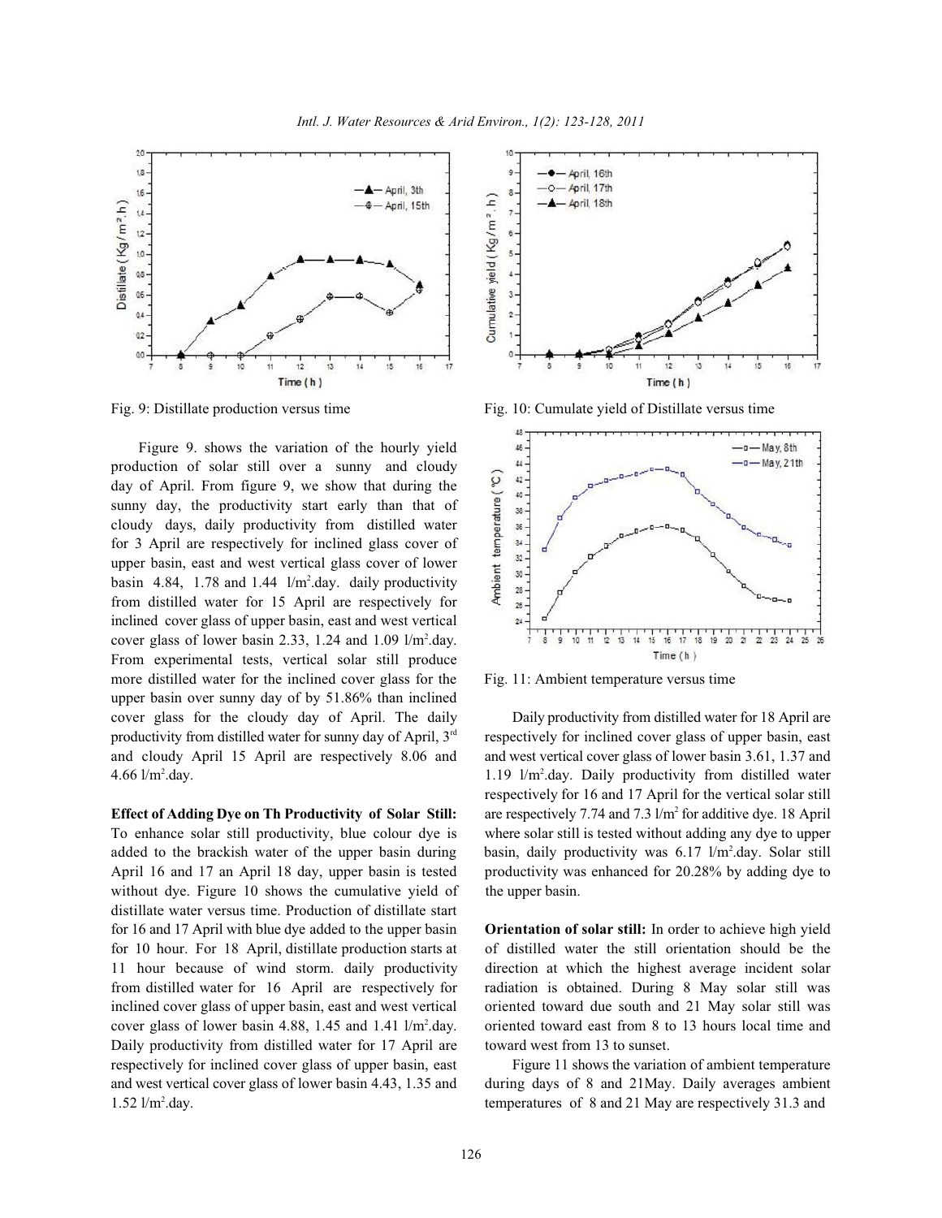Fig. 9: Distillate production versus time

Fig. 10: Cumulate yield of Distillate versus time

Figure 9. shows the variation of the hourly yield production of solar still over a sunny and cloudy day of April. From figure 9, we show that during the sunny day, the productivity start early than that of cloudy days, daily productivity from distilled water for 3 April are respectively for inclined glass cover of upper basin, east and west vertical glass cover of lower basin 4.84, 1.78 and 1.44 l/m$^2$.day. daily productivity from distilled water for 15 April are respectively for inclined cover glass of upper basin, east and west vertical cover glass of lower basin 2.33, 1.24 and 1.09 l/m$^2$.day. From experimental tests, vertical solar still produce more distilled water for the inclined cover glass for the upper basin over sunny day of by 51.86% than inclined cover glass for the cloudy day of April. The daily productivity from distilled water for sunny day of April, 3$^{rd}$ and cloudy April 15 April are respectively 8.06 and 4.66 l/m$^2$.day.

**Effect of Adding Dye on Th Productivity of Solar Still:** To enhance solar still productivity, blue colour dye is added to the brackish water of the upper basin during April 16 and 17 an April 18 day, upper basin is tested without dye. Figure 10 shows the cumulative yield of distillate water versus time. Production of distillate start for 16 and 17 April with blue dye added to the upper basin for 10 hour. For 18 April, distillate production starts at 11 hour because of wind storm. daily productivity from distilled water for 16 April are respectively for inclined cover glass of upper basin, east and west vertical cover glass of lower basin 4.88, 1.45 and 1.41 l/m$^2$.day. Daily productivity from distilled water for 17 April are respectively for inclined cover glass of upper basin, east and west vertical cover glass of lower basin 4.43, 1.35 and 1.52 l/m$^2$.day.

Fig. 11: Ambient temperature versus time

Daily productivity from distilled water for 18 April are respectively for inclined cover glass of upper basin, east and west vertical cover glass of lower basin 3.61, 1.37 and 1.19 l/m$^2$.day. Daily productivity from distilled water respectively for 16 and 17 April for the vertical solar still are respectively 7.74 and 7.3 l/m$^2$ for additive dye. 18 April where solar still is tested without adding any dye to upper basin, daily productivity was 6.17 l/m$^2$.day. Solar still productivity was enhanced for 20.28% by adding dye to the upper basin.

**Orientation of solar still:** In order to achieve high yield of distilled water the still orientation should be the direction at which the highest average incident solar radiation is obtained. During 8 May solar still was oriented toward due south and 21 May solar still was oriented toward east from 8 to 13 hours local time and toward west from 13 to sunset.

Figure 11 shows the variation of ambient temperature during days of 8 and 21May. Daily averages ambient temperatures of 8 and 21 May are respectively 31.3 and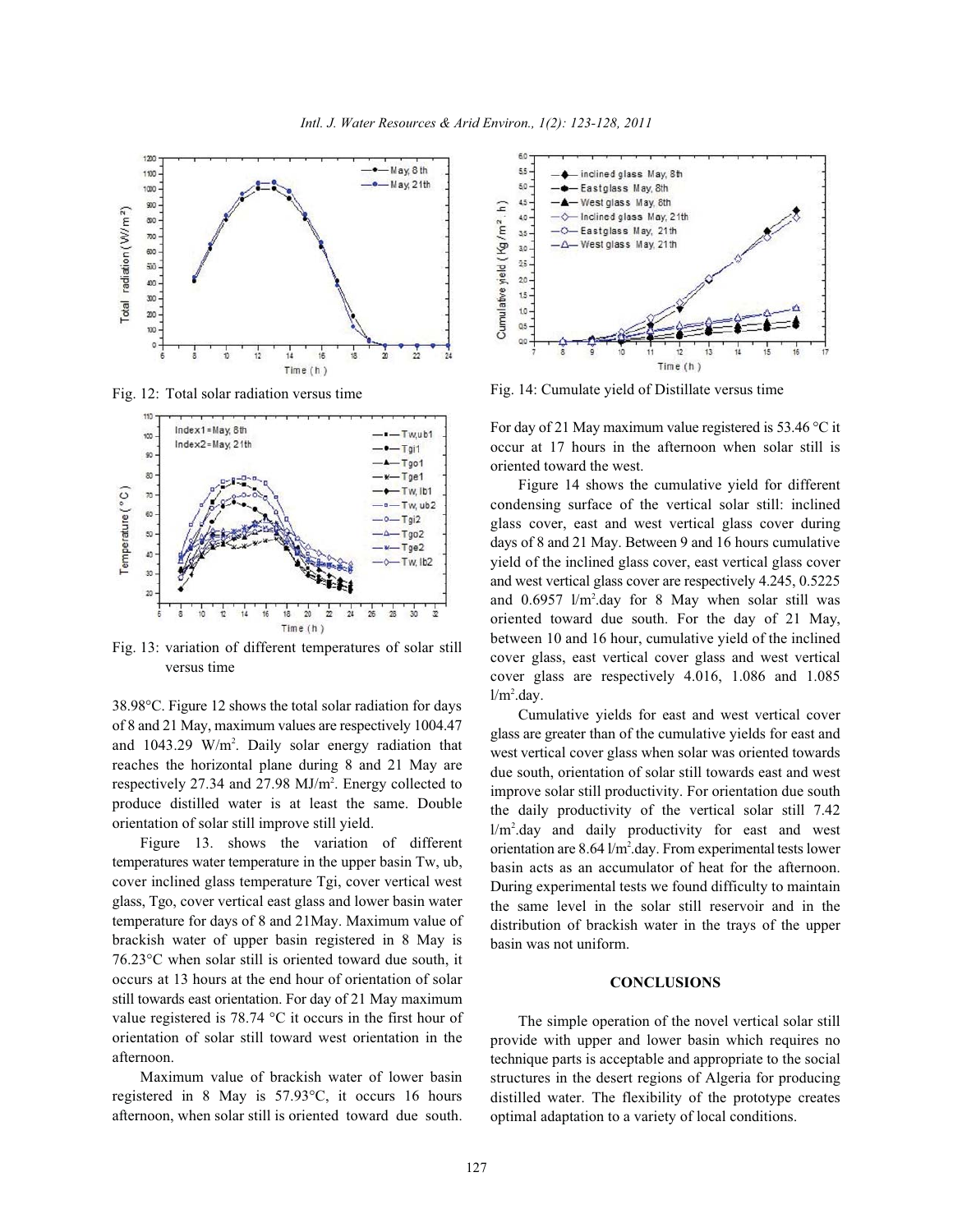Fig. 12: Total solar radiation versus time

Fig. 13: variation of different temperatures of solar still versus time

38.98°C. Figure 12 shows the total solar radiation for days of 8 and 21 May, maximum values are respectively 1004.47 and 1043.29 W/m$^2$. Daily solar energy radiation that reaches the horizontal plane during 8 and 21 May are respectively 27.34 and 27.98 MJ/m$^2$. Energy collected to produce distilled water is at least the same. Double orientation of solar still improve still yield.

Figure 13. shows the variation of different temperatures water temperature in the upper basin Tw, ub, cover inclined glass temperature Tgi, cover vertical west glass, Tgo, cover vertical east glass and lower basin water temperature for days of 8 and 21May. Maximum value of brackish water of upper basin registered in 8 May is 76.23°C when solar still is oriented toward due south, it occurs at 13 hours at the end hour of orientation of solar still towards east orientation. For day of 21 May maximum value registered is 78.74 °C it occurs in the first hour of orientation of solar still toward west orientation in the afternoon.

Maximum value of brackish water of lower basin registered in 8 May is 57.93°C, it occurs 16 hours afternoon, when solar still is oriented toward due south. For day of 21 May maximum value registered is 53.46 °C it occur at 17 hours in the afternoon when solar still is oriented toward the west.

Fig. 14: Cumulate yield of Distillate versus time

Figure 14 shows the cumulative yield for different condensing surface of the vertical solar still: inclined glass cover, east and west vertical glass cover during days of 8 and 21 May. Between 9 and 16 hours cumulative yield of the inclined glass cover, east vertical glass cover and west vertical glass cover are respectively 4.245, 0.5225 and 0.6957 l/m$^2$.day for 8 May when solar still was oriented toward due south. For the day of 21 May, between 10 and 16 hour, cumulative yield of the inclined cover glass, east vertical cover glass and west vertical cover glass are respectively 4.016, 1.086 and 1.085 l/m$^2$.day.

Cumulative yields for east and west vertical cover glass are greater than of the cumulative yields for east and west vertical cover glass when solar was oriented towards due south, orientation of solar still towards east and west improve solar still productivity. For orientation due south the daily productivity of the vertical solar still 7.42 l/m$^2$.day and daily productivity for east and west orientation are 8.64 l/m$^2$.day. From experimental tests lower basin acts as an accumulator of heat for the afternoon. During experimental tests we found difficulty to maintain the same level in the solar still reservoir and in the distribution of brackish water in the trays of the upper basin was not uniform.

## CONCLUSIONS

The simple operation of the novel vertical solar still provide with upper and lower basin which requires no technique parts is acceptable and appropriate to the social structures in the desert regions of Algeria for producing distilled water. The flexibility of the prototype creates optimal adaptation to a variety of local conditions.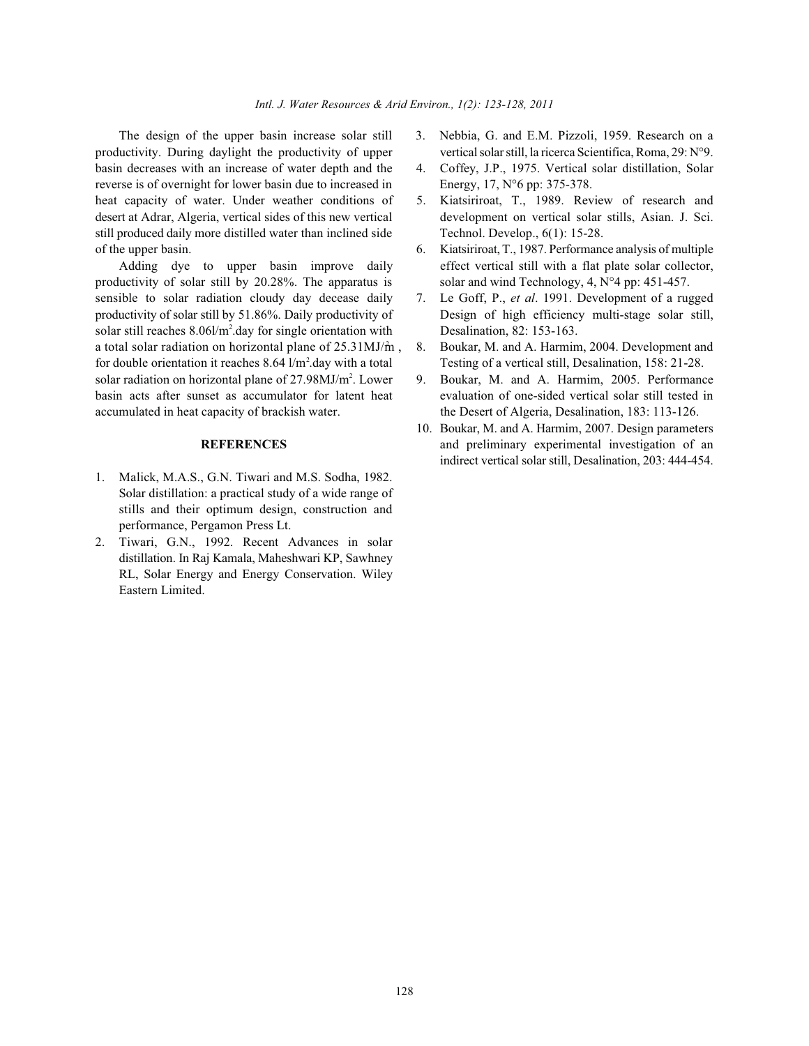The design of the upper basin increase solar still productivity. During daylight the productivity of upper basin decreases with an increase of water depth and the reverse is of overnight for lower basin due to increased in heat capacity of water. Under weather conditions of desert at Adrar, Algeria, vertical sides of this new vertical still produced daily more distilled water than inclined side of the upper basin.

Adding dye to upper basin improve daily productivity of solar still by 20.28%. The apparatus is sensible to solar radiation cloudy day decease daily productivity of solar still by 51.86%. Daily productivity of solar still reaches 8.06l/m$^2$.day for single orientation with a total solar radiation on horizontal plane of 25.31MJ/m̀ , for double orientation it reaches 8.64 l/m$^2$.day with a total solar radiation on horizontal plane of 27.98MJ/m$^2$. Lower basin acts after sunset as accumulator for latent heat accumulated in heat capacity of brackish water.

## REFERENCES

1. Malick, M.A.S., G.N. Tiwari and M.S. Sodha, 1982. Solar distillation: a practical study of a wide range of stills and their optimum design, construction and performance, Pergamon Press Lt.
2. Tiwari, G.N., 1992. Recent Advances in solar distillation. In Raj Kamala, Maheshwari KP, Sawhney RL, Solar Energy and Energy Conservation. Wiley Eastern Limited.
3. Nebbia, G. and E.M. Pizzoli, 1959. Research on a vertical solar still, la ricerca Scientifica, Roma, 29: N°9.
4. Coffey, J.P., 1975. Vertical solar distillation, Solar Energy, 17, N°6 pp: 375-378.
5. Kiatsiriroat, T., 1989. Review of research and development on vertical solar stills, Asian. J. Sci. Technol. Develop., 6(1): 15-28.
6. Kiatsiriroat, T., 1987. Performance analysis of multiple effect vertical still with a flat plate solar collector, solar and wind Technology, 4, N°4 pp: 451-457.
7. Le Goff, P., *et al*. 1991. Development of a rugged Design of high efficiency multi-stage solar still, Desalination, 82: 153-163.
8. Boukar, M. and A. Harmim, 2004. Development and Testing of a vertical still, Desalination, 158: 21-28.
9. Boukar, M. and A. Harmim, 2005. Performance evaluation of one-sided vertical solar still tested in the Desert of Algeria, Desalination, 183: 113-126.
10. Boukar, M. and A. Harmim, 2007. Design parameters and preliminary experimental investigation of an indirect vertical solar still, Desalination, 203: 444-454.